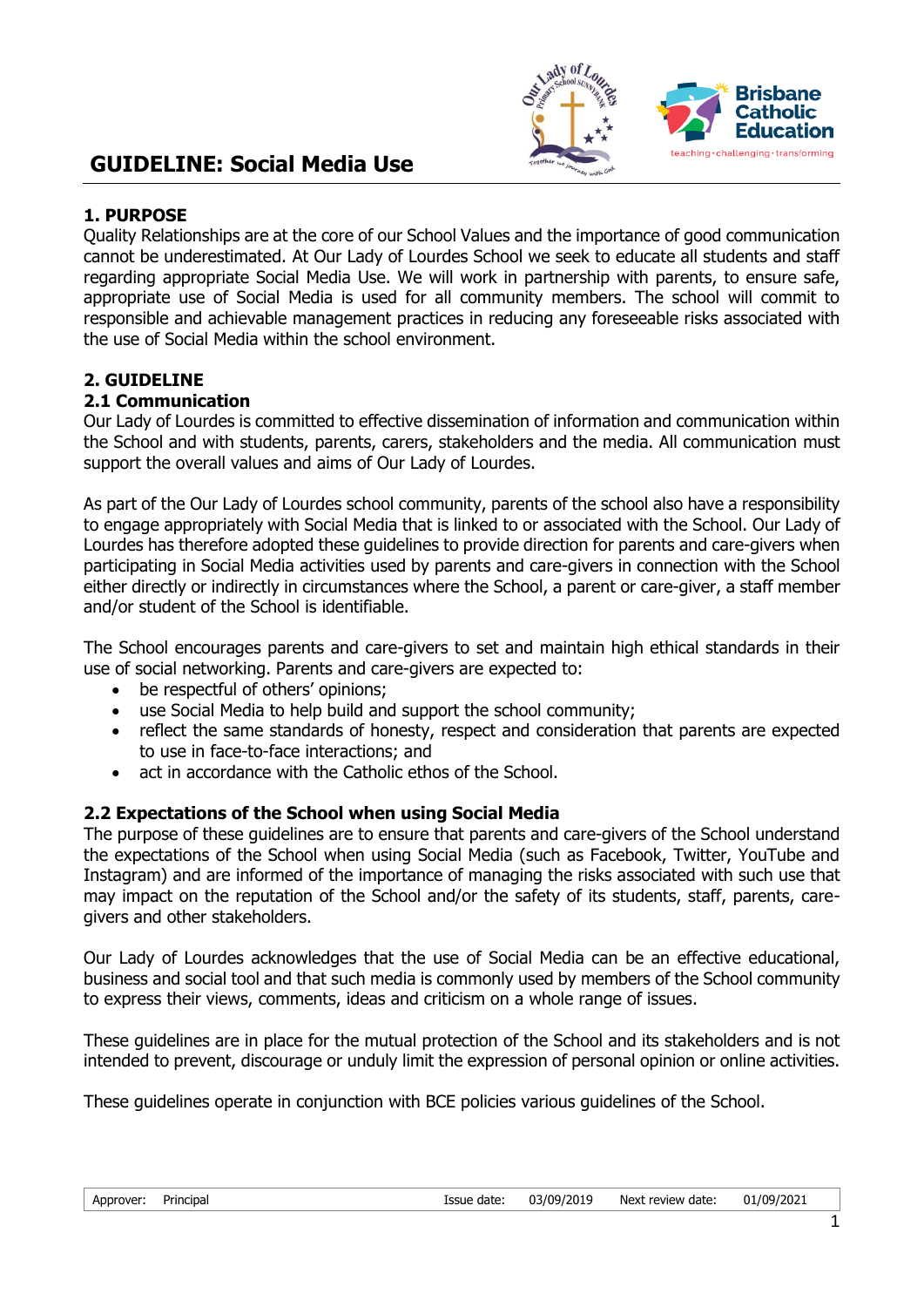# GUIDELINE: Social Media Use

## 1. PURPOSE

Quality Relationships are at the core of our School Values and the importance of good communication cannot be underestimated. At Our Lady of Lourdes School we seek to educate all students and staff regarding appropriate Social Media Use. We will work in partnership with parents, to ensure safe, appropriate use of Social Media is used for all community members. The school will commit to responsible and achievable management practices in reducing any foreseeable risks associated with the use of Social Media within the school environment.

## 2. GUIDELINE

### 2.1 Communication

Our Lady of Lourdes is committed to effective dissemination of information and communication within the School and with students, parents, carers, stakeholders and the media. All communication must support the overall values and aims of Our Lady of Lourdes.

As part of the Our Lady of Lourdes school community, parents of the school also have a responsibility to engage appropriately with Social Media that is linked to or associated with the School. Our Lady of Lourdes has therefore adopted these guidelines to provide direction for parents and care-givers when participating in Social Media activities used by parents and care-givers in connection with the School either directly or indirectly in circumstances where the School, a parent or care-giver, a staff member and/or student of the School is identifiable.

The School encourages parents and care-givers to set and maintain high ethical standards in their use of social networking. Parents and care-givers are expected to:

- be respectful of others' opinions;
- use Social Media to help build and support the school community;
- reflect the same standards of honesty, respect and consideration that parents are expected to use in face-to-face interactions; and
- act in accordance with the Catholic ethos of the School.

### 2.2 Expectations of the School when using Social Media

The purpose of these guidelines are to ensure that parents and care-givers of the School understand the expectations of the School when using Social Media (such as Facebook, Twitter, YouTube and Instagram) and are informed of the importance of managing the risks associated with such use that may impact on the reputation of the School and/or the safety of its students, staff, parents, care-givers and other stakeholders.

Our Lady of Lourdes acknowledges that the use of Social Media can be an effective educational, business and social tool and that such media is commonly used by members of the School community to express their views, comments, ideas and criticism on a whole range of issues.

These guidelines are in place for the mutual protection of the School and its stakeholders and is not intended to prevent, discourage or unduly limit the expression of personal opinion or online activities.

These guidelines operate in conjunction with BCE policies various guidelines of the School.

| Approver: | Principal | Issue date: | 03/09/2019 | Next review date: | 01/09/2021 |
|---|---|---|---|---|---|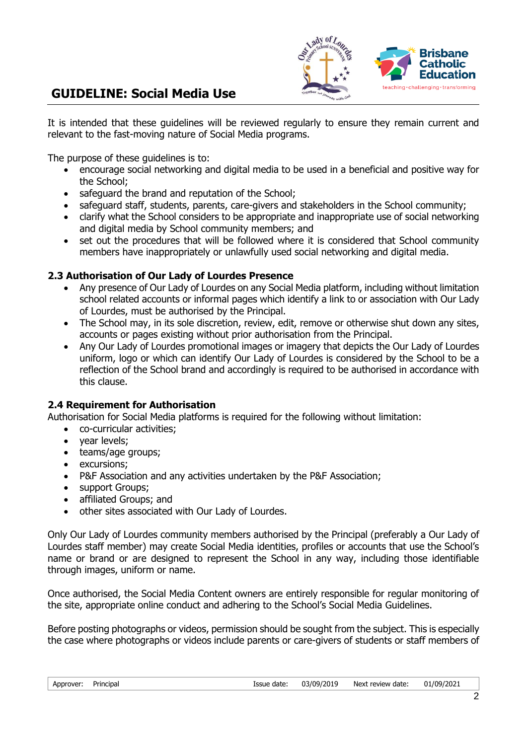It is intended that these guidelines will be reviewed regularly to ensure they remain current and relevant to the fast-moving nature of Social Media programs.

The purpose of these guidelines is to:

- encourage social networking and digital media to be used in a beneficial and positive way for the School;
- safeguard the brand and reputation of the School;
- safeguard staff, students, parents, care-givers and stakeholders in the School community;
- clarify what the School considers to be appropriate and inappropriate use of social networking and digital media by School community members; and
- set out the procedures that will be followed where it is considered that School community members have inappropriately or unlawfully used social networking and digital media.

### 2.3 Authorisation of Our Lady of Lourdes Presence

- Any presence of Our Lady of Lourdes on any Social Media platform, including without limitation school related accounts or informal pages which identify a link to or association with Our Lady of Lourdes, must be authorised by the Principal.
- The School may, in its sole discretion, review, edit, remove or otherwise shut down any sites, accounts or pages existing without prior authorisation from the Principal.
- Any Our Lady of Lourdes promotional images or imagery that depicts the Our Lady of Lourdes uniform, logo or which can identify Our Lady of Lourdes is considered by the School to be a reflection of the School brand and accordingly is required to be authorised in accordance with this clause.

### 2.4 Requirement for Authorisation

Authorisation for Social Media platforms is required for the following without limitation:

- co-curricular activities;
- year levels;
- teams/age groups;
- excursions;
- P&F Association and any activities undertaken by the P&F Association;
- support Groups;
- affiliated Groups; and
- other sites associated with Our Lady of Lourdes.

Only Our Lady of Lourdes community members authorised by the Principal (preferably a Our Lady of Lourdes staff member) may create Social Media identities, profiles or accounts that use the School's name or brand or are designed to represent the School in any way, including those identifiable through images, uniform or name.

Once authorised, the Social Media Content owners are entirely responsible for regular monitoring of the site, appropriate online conduct and adhering to the School's Social Media Guidelines.

Before posting photographs or videos, permission should be sought from the subject. This is especially the case where photographs or videos include parents or care-givers of students or staff members of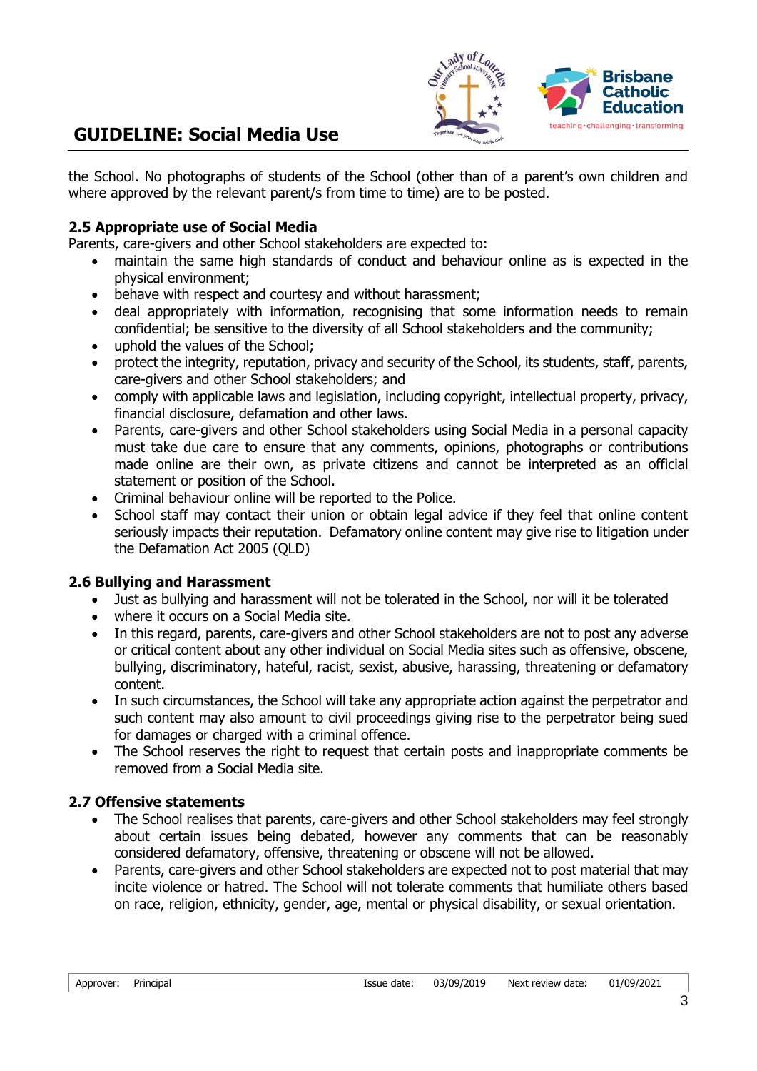the School. No photographs of students of the School (other than of a parent's own children and where approved by the relevant parent/s from time to time) are to be posted.

### 2.5 Appropriate use of Social Media

Parents, care-givers and other School stakeholders are expected to:

- maintain the same high standards of conduct and behaviour online as is expected in the physical environment;
- behave with respect and courtesy and without harassment;
- deal appropriately with information, recognising that some information needs to remain confidential; be sensitive to the diversity of all School stakeholders and the community;
- uphold the values of the School;
- protect the integrity, reputation, privacy and security of the School, its students, staff, parents, care-givers and other School stakeholders; and
- comply with applicable laws and legislation, including copyright, intellectual property, privacy, financial disclosure, defamation and other laws.
- Parents, care-givers and other School stakeholders using Social Media in a personal capacity must take due care to ensure that any comments, opinions, photographs or contributions made online are their own, as private citizens and cannot be interpreted as an official statement or position of the School.
- Criminal behaviour online will be reported to the Police.
- School staff may contact their union or obtain legal advice if they feel that online content seriously impacts their reputation. Defamatory online content may give rise to litigation under the Defamation Act 2005 (QLD)

### 2.6 Bullying and Harassment

- Just as bullying and harassment will not be tolerated in the School, nor will it be tolerated
- where it occurs on a Social Media site.
- In this regard, parents, care-givers and other School stakeholders are not to post any adverse or critical content about any other individual on Social Media sites such as offensive, obscene, bullying, discriminatory, hateful, racist, sexist, abusive, harassing, threatening or defamatory content.
- In such circumstances, the School will take any appropriate action against the perpetrator and such content may also amount to civil proceedings giving rise to the perpetrator being sued for damages or charged with a criminal offence.
- The School reserves the right to request that certain posts and inappropriate comments be removed from a Social Media site.

### 2.7 Offensive statements

- The School realises that parents, care-givers and other School stakeholders may feel strongly about certain issues being debated, however any comments that can be reasonably considered defamatory, offensive, threatening or obscene will not be allowed.
- Parents, care-givers and other School stakeholders are expected not to post material that may incite violence or hatred. The School will not tolerate comments that humiliate others based on race, religion, ethnicity, gender, age, mental or physical disability, or sexual orientation.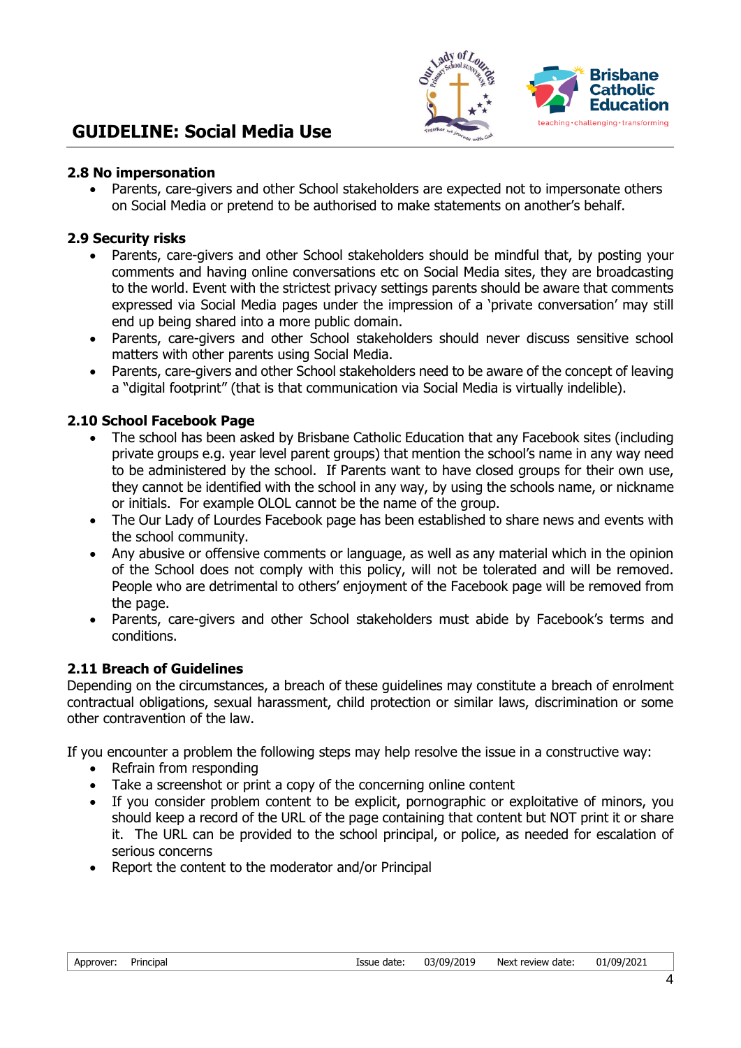### 2.8 No impersonation

- Parents, care-givers and other School stakeholders are expected not to impersonate others on Social Media or pretend to be authorised to make statements on another's behalf.

### 2.9 Security risks

- Parents, care-givers and other School stakeholders should be mindful that, by posting your comments and having online conversations etc on Social Media sites, they are broadcasting to the world. Event with the strictest privacy settings parents should be aware that comments expressed via Social Media pages under the impression of a 'private conversation' may still end up being shared into a more public domain.
- Parents, care-givers and other School stakeholders should never discuss sensitive school matters with other parents using Social Media.
- Parents, care-givers and other School stakeholders need to be aware of the concept of leaving a "digital footprint" (that is that communication via Social Media is virtually indelible).

### 2.10 School Facebook Page

- The school has been asked by Brisbane Catholic Education that any Facebook sites (including private groups e.g. year level parent groups) that mention the school's name in any way need to be administered by the school. If Parents want to have closed groups for their own use, they cannot be identified with the school in any way, by using the schools name, or nickname or initials. For example OLOL cannot be the name of the group.
- The Our Lady of Lourdes Facebook page has been established to share news and events with the school community.
- Any abusive or offensive comments or language, as well as any material which in the opinion of the School does not comply with this policy, will not be tolerated and will be removed. People who are detrimental to others' enjoyment of the Facebook page will be removed from the page.
- Parents, care-givers and other School stakeholders must abide by Facebook's terms and conditions.

### 2.11 Breach of Guidelines

Depending on the circumstances, a breach of these guidelines may constitute a breach of enrolment contractual obligations, sexual harassment, child protection or similar laws, discrimination or some other contravention of the law.

If you encounter a problem the following steps may help resolve the issue in a constructive way:

- Refrain from responding
- Take a screenshot or print a copy of the concerning online content
- If you consider problem content to be explicit, pornographic or exploitative of minors, you should keep a record of the URL of the page containing that content but NOT print it or share it. The URL can be provided to the school principal, or police, as needed for escalation of serious concerns
- Report the content to the moderator and/or Principal